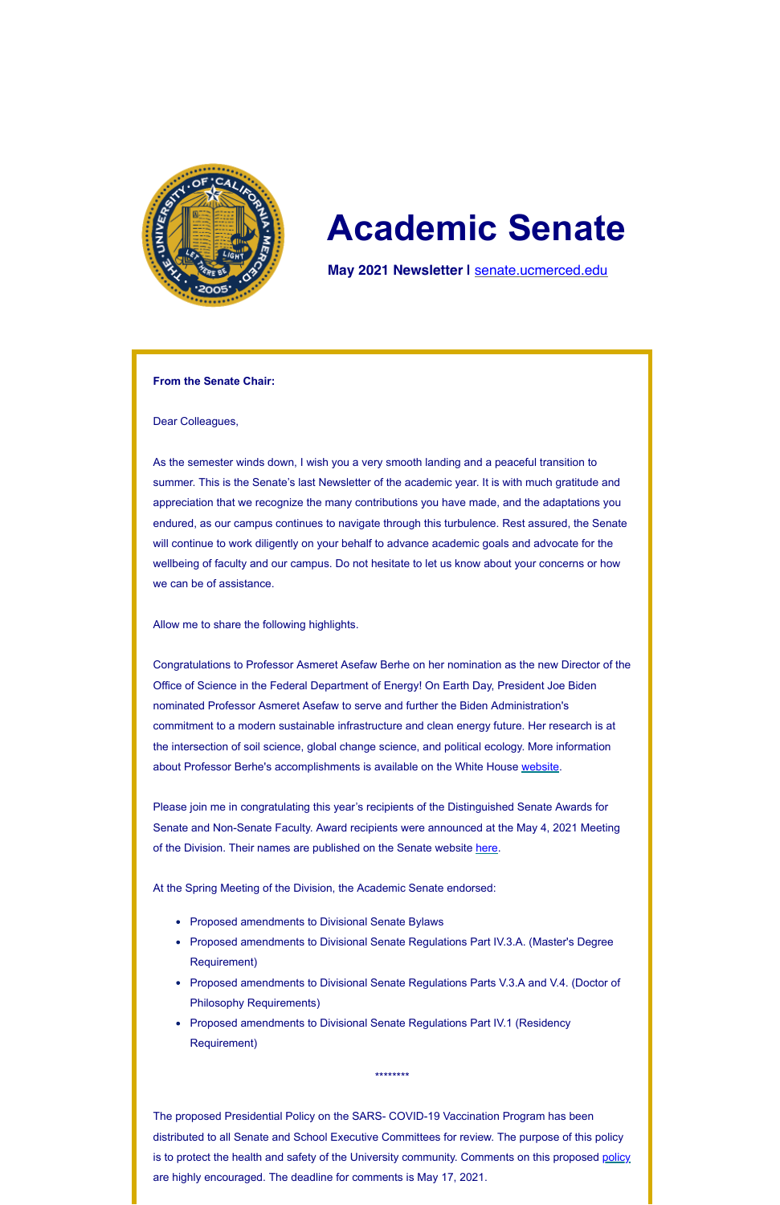# Academic Senate

**May 2021 Newsletter |** [senate.ucmerced.edu](senate.ucmerced.edu)

**From the Senate Chair:**

Dear Colleagues,

As the semester winds down, I wish you a very smooth landing and a peaceful transition to summer. This is the Senate's last Newsletter of the academic year. It is with much gratitude and appreciation that we recognize the many contributions you have made, and the adaptations you endured, as our campus continues to navigate through this turbulence. Rest assured, the Senate will continue to work diligently on your behalf to advance academic goals and advocate for the wellbeing of faculty and our campus. Do not hesitate to let us know about your concerns or how we can be of assistance.

Allow me to share the following highlights.

Congratulations to Professor Asmeret Asefaw Berhe on her nomination as the new Director of the Office of Science in the Federal Department of Energy! On Earth Day, President Joe Biden nominated Professor Asmeret Asefaw to serve and further the Biden Administration's commitment to a modern sustainable infrastructure and clean energy future. Her research is at the intersection of soil science, global change science, and political ecology. More information about Professor Berhe's accomplishments is available on the White House website.

Please join me in congratulating this year's recipients of the Distinguished Senate Awards for Senate and Non-Senate Faculty. Award recipients were announced at the May 4, 2021 Meeting of the Division. Their names are published on the Senate website here.

At the Spring Meeting of the Division, the Academic Senate endorsed:

- Proposed amendments to Divisional Senate Bylaws
- Proposed amendments to Divisional Senate Regulations Part IV.3.A. (Master's Degree Requirement)
- Proposed amendments to Divisional Senate Regulations Parts V.3.A and V.4. (Doctor of Philosophy Requirements)
- Proposed amendments to Divisional Senate Regulations Part IV.1 (Residency Requirement)

********

The proposed Presidential Policy on the SARS- COVID-19 Vaccination Program has been distributed to all Senate and School Executive Committees for review. The purpose of this policy is to protect the health and safety of the University community. Comments on this proposed policy are highly encouraged. The deadline for comments is May 17, 2021.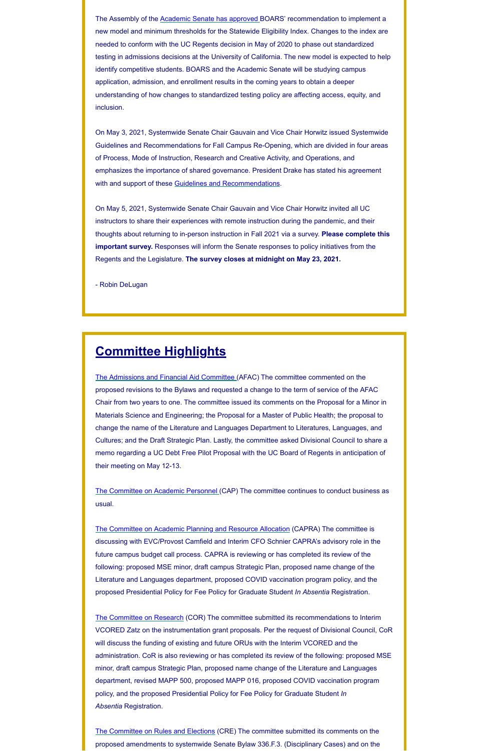The Assembly of the Academic Senate has approved BOARS' recommendation to implement a new model and minimum thresholds for the Statewide Eligibility Index. Changes to the index are needed to conform with the UC Regents decision in May of 2020 to phase out standardized testing in admissions decisions at the University of California. The new model is expected to help identify competitive students. BOARS and the Academic Senate will be studying campus application, admission, and enrollment results in the coming years to obtain a deeper understanding of how changes to standardized testing policy are affecting access, equity, and inclusion.

On May 3, 2021, Systemwide Senate Chair Gauvain and Vice Chair Horwitz issued Systemwide Guidelines and Recommendations for Fall Campus Re-Opening, which are divided in four areas of Process, Mode of Instruction, Research and Creative Activity, and Operations, and emphasizes the importance of shared governance. President Drake has stated his agreement with and support of these Guidelines and Recommendations.

On May 5, 2021, Systemwide Senate Chair Gauvain and Vice Chair Horwitz invited all UC instructors to share their experiences with remote instruction during the pandemic, and their thoughts about returning to in-person instruction in Fall 2021 via a survey. **Please complete this important survey.** Responses will inform the Senate responses to policy initiatives from the Regents and the Legislature. **The survey closes at midnight on May 23, 2021.**

- Robin DeLugan

## Committee Highlights

The Admissions and Financial Aid Committee (AFAC) The committee commented on the proposed revisions to the Bylaws and requested a change to the term of service of the AFAC Chair from two years to one. The committee issued its comments on the Proposal for a Minor in Materials Science and Engineering; the Proposal for a Master of Public Health; the proposal to change the name of the Literature and Languages Department to Literatures, Languages, and Cultures; and the Draft Strategic Plan. Lastly, the committee asked Divisional Council to share a memo regarding a UC Debt Free Pilot Proposal with the UC Board of Regents in anticipation of their meeting on May 12-13.

The Committee on Academic Personnel (CAP) The committee continues to conduct business as usual.

The Committee on Academic Planning and Resource Allocation (CAPRA) The committee is discussing with EVC/Provost Camfield and Interim CFO Schnier CAPRA's advisory role in the future campus budget call process. CAPRA is reviewing or has completed its review of the following: proposed MSE minor, draft campus Strategic Plan, proposed name change of the Literature and Languages department, proposed COVID vaccination program policy, and the proposed Presidential Policy for Fee Policy for Graduate Student *In Absentia* Registration.

The Committee on Research (COR) The committee submitted its recommendations to Interim VCORED Zatz on the instrumentation grant proposals. Per the request of Divisional Council, CoR will discuss the funding of existing and future ORUs with the Interim VCORED and the administration. CoR is also reviewing or has completed its review of the following: proposed MSE minor, draft campus Strategic Plan, proposed name change of the Literature and Languages department, revised MAPP 500, proposed MAPP 016, proposed COVID vaccination program policy, and the proposed Presidential Policy for Fee Policy for Graduate Student *In Absentia* Registration.

The Committee on Rules and Elections (CRE) The committee submitted its comments on the proposed amendments to systemwide Senate Bylaw 336.F.3. (Disciplinary Cases) and on the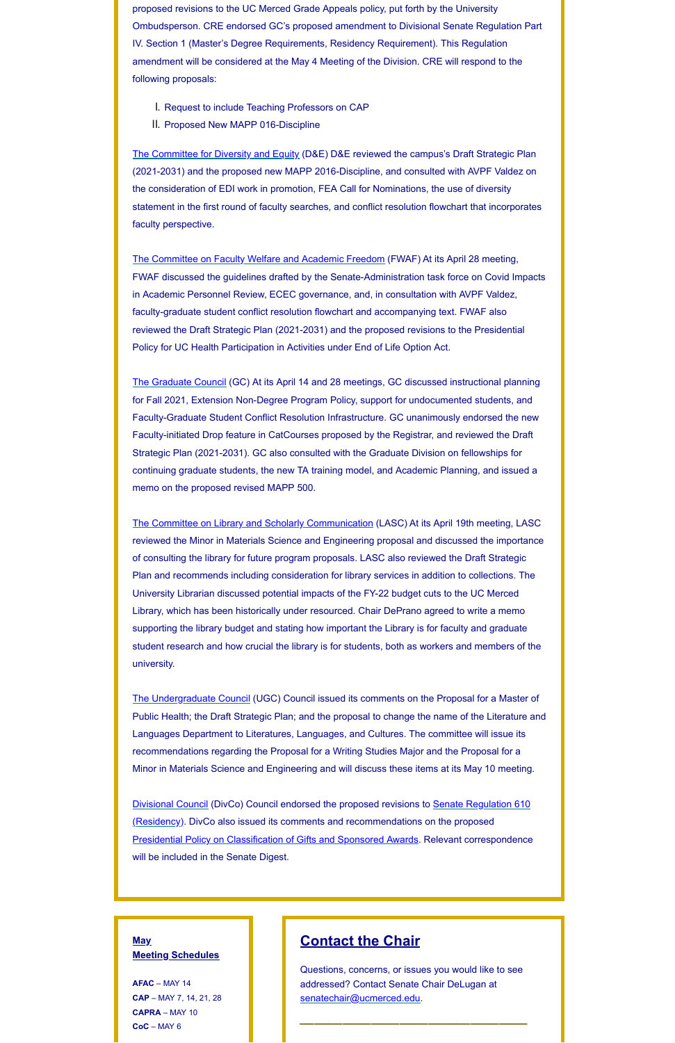proposed revisions to the UC Merced Grade Appeals policy, put forth by the University Ombudsperson. CRE endorsed GC's proposed amendment to Divisional Senate Regulation Part IV. Section 1 (Master's Degree Requirements, Residency Requirement). This Regulation amendment will be considered at the May 4 Meeting of the Division. CRE will respond to the following proposals:

I. Request to include Teaching Professors on CAP
II. Proposed New MAPP 016-Discipline

[The Committee for Diversity and Equity] (D&E) D&E reviewed the campus's Draft Strategic Plan (2021-2031) and the proposed new MAPP 2016-Discipline, and consulted with AVPF Valdez on the consideration of EDI work in promotion, FEA Call for Nominations, the use of diversity statement in the first round of faculty searches, and conflict resolution flowchart that incorporates faculty perspective.

[The Committee on Faculty Welfare and Academic Freedom] (FWAF) At its April 28 meeting, FWAF discussed the guidelines drafted by the Senate-Administration task force on Covid Impacts in Academic Personnel Review, ECEC governance, and, in consultation with AVPF Valdez, faculty-graduate student conflict resolution flowchart and accompanying text. FWAF also reviewed the Draft Strategic Plan (2021-2031) and the proposed revisions to the Presidential Policy for UC Health Participation in Activities under End of Life Option Act.

[The Graduate Council] (GC) At its April 14 and 28 meetings, GC discussed instructional planning for Fall 2021, Extension Non-Degree Program Policy, support for undocumented students, and Faculty-Graduate Student Conflict Resolution Infrastructure. GC unanimously endorsed the new Faculty-initiated Drop feature in CatCourses proposed by the Registrar, and reviewed the Draft Strategic Plan (2021-2031). GC also consulted with the Graduate Division on fellowships for continuing graduate students, the new TA training model, and Academic Planning, and issued a memo on the proposed revised MAPP 500.

[The Committee on Library and Scholarly Communication] (LASC) At its April 19th meeting, LASC reviewed the Minor in Materials Science and Engineering proposal and discussed the importance of consulting the library for future program proposals. LASC also reviewed the Draft Strategic Plan and recommends including consideration for library services in addition to collections. The University Librarian discussed potential impacts of the FY-22 budget cuts to the UC Merced Library, which has been historically under resourced. Chair DePrano agreed to write a memo supporting the library budget and stating how important the Library is for faculty and graduate student research and how crucial the library is for students, both as workers and members of the university.

[The Undergraduate Council] (UGC) Council issued its comments on the Proposal for a Master of Public Health; the Draft Strategic Plan; and the proposal to change the name of the Literature and Languages Department to Literatures, Languages, and Cultures. The committee will issue its recommendations regarding the Proposal for a Writing Studies Major and the Proposal for a Minor in Materials Science and Engineering and will discuss these items at its May 10 meeting.

[Divisional Council] (DivCo) Council endorsed the proposed revisions to [Senate Regulation 610 (Residency)]. DivCo also issued its comments and recommendations on the proposed [Presidential Policy on Classification of Gifts and Sponsored Awards]. Relevant correspondence will be included in the Senate Digest.

**May**
**Meeting Schedules**

**AFAC** – MAY 14
**CAP** – MAY 7, 14, 21, 28
**CAPRA** – MAY 10
**CoC** – MAY 6

## Contact the Chair

Questions, concerns, or issues you would like to see addressed? Contact Senate Chair DeLugan at senatechair@ucmerced.edu.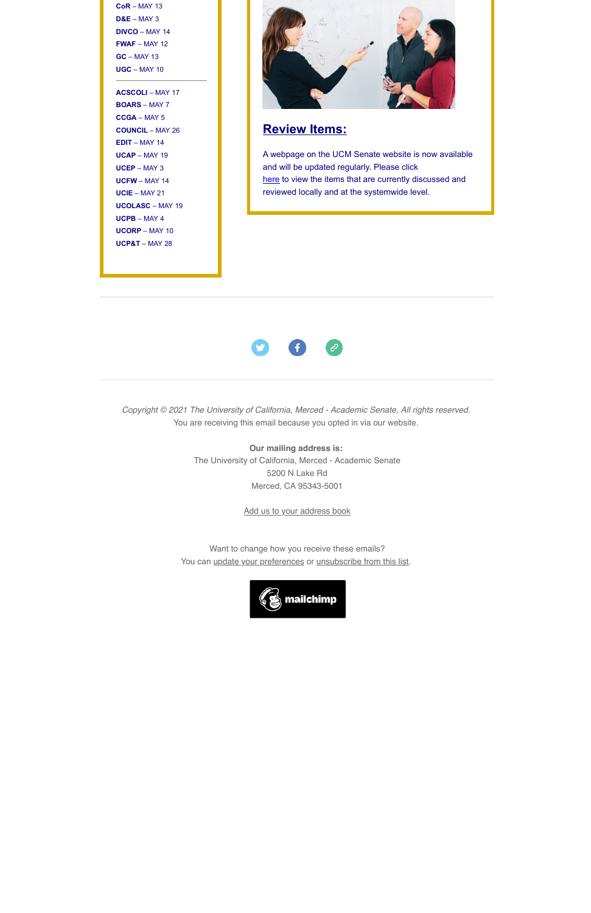**CoR** – MAY 13
**D&E** – MAY 3
**DIVCO** – MAY 14
**FWAF** – MAY 12
**GC** – MAY 13
**UGC** – MAY 10

---

**ACSCOLI** – MAY 17
**BOARS** – MAY 7
**CCGA** – MAY 5
**COUNCIL** – MAY 26
**EDIT** – MAY 14
**UCAP** – MAY 19
**UCEP** – MAY 3
**UCFW** – MAY 14
**UCIE** – MAY 21
**UCOLASC** – MAY 19
**UCPB** – MAY 4
**UCORP** – MAY 10
**UCP&T** – MAY 28

## Review Items:

A webpage on the UCM Senate website is now available and will be updated regularly. Please click here to view the items that are currently discussed and reviewed locally and at the systemwide level.

---

*Copyright © 2021 The University of California, Merced - Academic Senate, All rights reserved.*
You are receiving this email because you opted in via our website.

**Our mailing address is:**
The University of California, Merced - Academic Senate
5200 N Lake Rd
Merced, CA 95343-5001

Add us to your address book

Want to change how you receive these emails?
You can update your preferences or unsubscribe from this list.

mailchimp